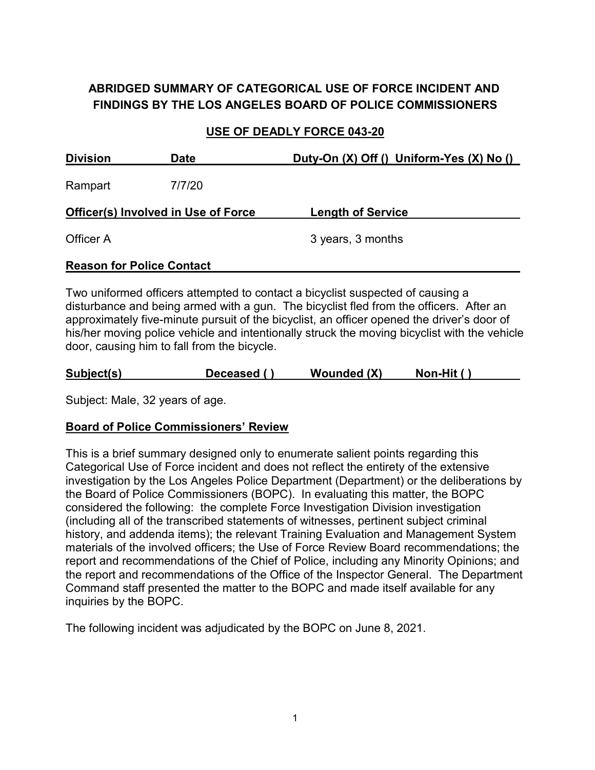# ABRIDGED SUMMARY OF CATEGORICAL USE OF FORCE INCIDENT AND FINDINGS BY THE LOS ANGELES BOARD OF POLICE COMMISSIONERS

## USE OF DEADLY FORCE 043-20

| Division | Date | Duty-On (X) Off () Uniform-Yes (X) No () |
|---|---|---|
| Rampart | 7/7/20 | |

| Officer(s) Involved in Use of Force | Length of Service |
|---|---|
| Officer A | 3 years, 3 months |

**Reason for Police Contact**

Two uniformed officers attempted to contact a bicyclist suspected of causing a disturbance and being armed with a gun. The bicyclist fled from the officers. After an approximately five-minute pursuit of the bicyclist, an officer opened the driver's door of his/her moving police vehicle and intentionally struck the moving bicyclist with the vehicle door, causing him to fall from the bicycle.

| Subject(s) | Deceased ( ) | Wounded (X) | Non-Hit ( ) |
|---|---|---|---|

Subject: Male, 32 years of age.

**Board of Police Commissioners' Review**

This is a brief summary designed only to enumerate salient points regarding this Categorical Use of Force incident and does not reflect the entirety of the extensive investigation by the Los Angeles Police Department (Department) or the deliberations by the Board of Police Commissioners (BOPC). In evaluating this matter, the BOPC considered the following: the complete Force Investigation Division investigation (including all of the transcribed statements of witnesses, pertinent subject criminal history, and addenda items); the relevant Training Evaluation and Management System materials of the involved officers; the Use of Force Review Board recommendations; the report and recommendations of the Chief of Police, including any Minority Opinions; and the report and recommendations of the Office of the Inspector General. The Department Command staff presented the matter to the BOPC and made itself available for any inquiries by the BOPC.

The following incident was adjudicated by the BOPC on June 8, 2021.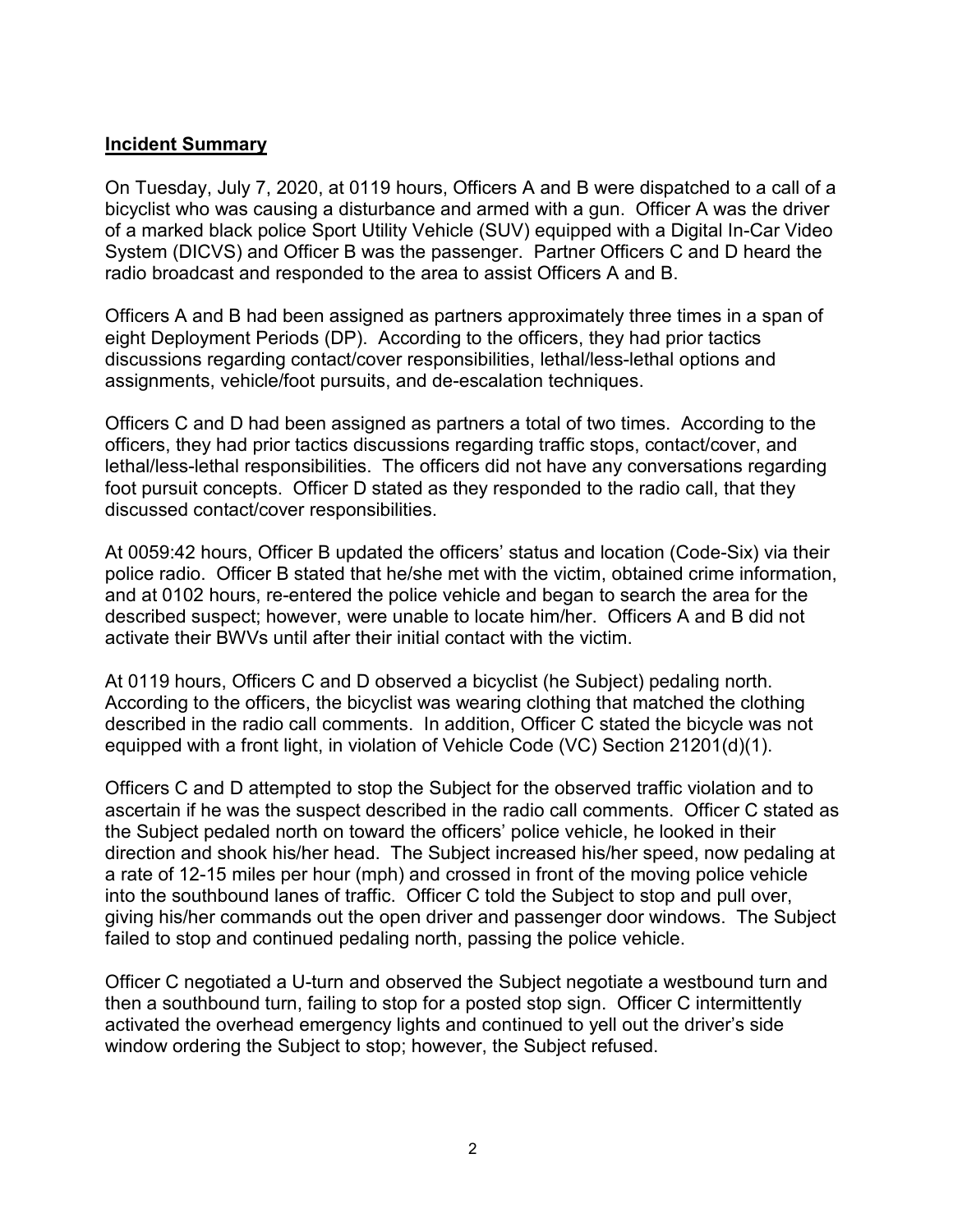**Incident Summary**

On Tuesday, July 7, 2020, at 0119 hours, Officers A and B were dispatched to a call of a bicyclist who was causing a disturbance and armed with a gun. Officer A was the driver of a marked black police Sport Utility Vehicle (SUV) equipped with a Digital In-Car Video System (DICVS) and Officer B was the passenger. Partner Officers C and D heard the radio broadcast and responded to the area to assist Officers A and B.

Officers A and B had been assigned as partners approximately three times in a span of eight Deployment Periods (DP). According to the officers, they had prior tactics discussions regarding contact/cover responsibilities, lethal/less-lethal options and assignments, vehicle/foot pursuits, and de-escalation techniques.

Officers C and D had been assigned as partners a total of two times. According to the officers, they had prior tactics discussions regarding traffic stops, contact/cover, and lethal/less-lethal responsibilities. The officers did not have any conversations regarding foot pursuit concepts. Officer D stated as they responded to the radio call, that they discussed contact/cover responsibilities.

At 0059:42 hours, Officer B updated the officers' status and location (Code-Six) via their police radio. Officer B stated that he/she met with the victim, obtained crime information, and at 0102 hours, re-entered the police vehicle and began to search the area for the described suspect; however, were unable to locate him/her. Officers A and B did not activate their BWVs until after their initial contact with the victim.

At 0119 hours, Officers C and D observed a bicyclist (he Subject) pedaling north. According to the officers, the bicyclist was wearing clothing that matched the clothing described in the radio call comments. In addition, Officer C stated the bicycle was not equipped with a front light, in violation of Vehicle Code (VC) Section 21201(d)(1).

Officers C and D attempted to stop the Subject for the observed traffic violation and to ascertain if he was the suspect described in the radio call comments. Officer C stated as the Subject pedaled north on toward the officers' police vehicle, he looked in their direction and shook his/her head. The Subject increased his/her speed, now pedaling at a rate of 12-15 miles per hour (mph) and crossed in front of the moving police vehicle into the southbound lanes of traffic. Officer C told the Subject to stop and pull over, giving his/her commands out the open driver and passenger door windows. The Subject failed to stop and continued pedaling north, passing the police vehicle.

Officer C negotiated a U-turn and observed the Subject negotiate a westbound turn and then a southbound turn, failing to stop for a posted stop sign. Officer C intermittently activated the overhead emergency lights and continued to yell out the driver's side window ordering the Subject to stop; however, the Subject refused.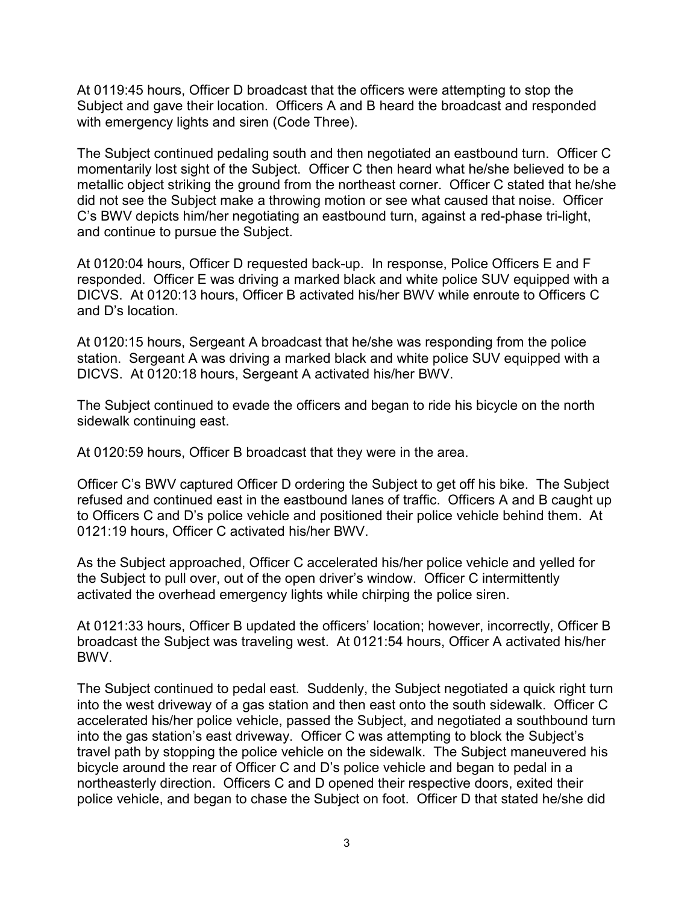At 0119:45 hours, Officer D broadcast that the officers were attempting to stop the Subject and gave their location. Officers A and B heard the broadcast and responded with emergency lights and siren (Code Three).

The Subject continued pedaling south and then negotiated an eastbound turn. Officer C momentarily lost sight of the Subject. Officer C then heard what he/she believed to be a metallic object striking the ground from the northeast corner. Officer C stated that he/she did not see the Subject make a throwing motion or see what caused that noise. Officer C's BWV depicts him/her negotiating an eastbound turn, against a red-phase tri-light, and continue to pursue the Subject.

At 0120:04 hours, Officer D requested back-up. In response, Police Officers E and F responded. Officer E was driving a marked black and white police SUV equipped with a DICVS. At 0120:13 hours, Officer B activated his/her BWV while enroute to Officers C and D's location.

At 0120:15 hours, Sergeant A broadcast that he/she was responding from the police station. Sergeant A was driving a marked black and white police SUV equipped with a DICVS. At 0120:18 hours, Sergeant A activated his/her BWV.

The Subject continued to evade the officers and began to ride his bicycle on the north sidewalk continuing east.

At 0120:59 hours, Officer B broadcast that they were in the area.

Officer C's BWV captured Officer D ordering the Subject to get off his bike. The Subject refused and continued east in the eastbound lanes of traffic. Officers A and B caught up to Officers C and D's police vehicle and positioned their police vehicle behind them. At 0121:19 hours, Officer C activated his/her BWV.

As the Subject approached, Officer C accelerated his/her police vehicle and yelled for the Subject to pull over, out of the open driver's window. Officer C intermittently activated the overhead emergency lights while chirping the police siren.

At 0121:33 hours, Officer B updated the officers' location; however, incorrectly, Officer B broadcast the Subject was traveling west. At 0121:54 hours, Officer A activated his/her BWV.

The Subject continued to pedal east. Suddenly, the Subject negotiated a quick right turn into the west driveway of a gas station and then east onto the south sidewalk. Officer C accelerated his/her police vehicle, passed the Subject, and negotiated a southbound turn into the gas station's east driveway. Officer C was attempting to block the Subject's travel path by stopping the police vehicle on the sidewalk. The Subject maneuvered his bicycle around the rear of Officer C and D's police vehicle and began to pedal in a northeasterly direction. Officers C and D opened their respective doors, exited their police vehicle, and began to chase the Subject on foot. Officer D that stated he/she did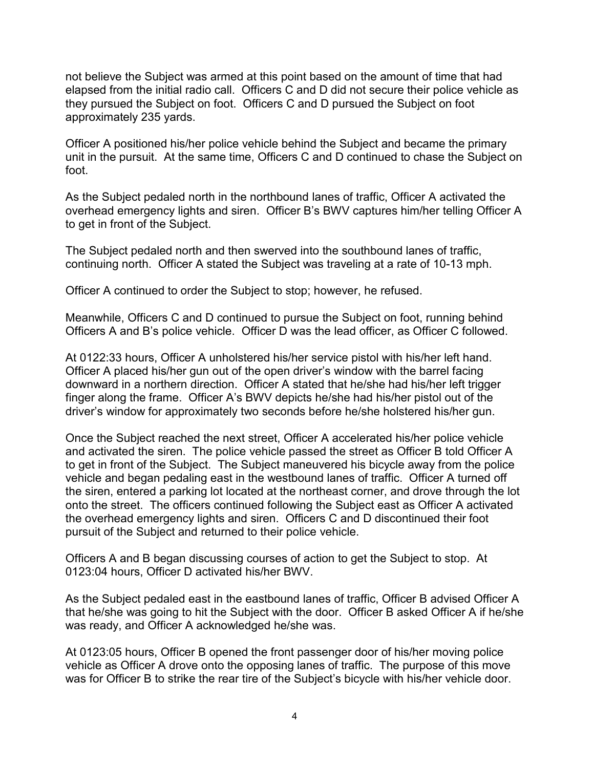not believe the Subject was armed at this point based on the amount of time that had elapsed from the initial radio call. Officers C and D did not secure their police vehicle as they pursued the Subject on foot. Officers C and D pursued the Subject on foot approximately 235 yards.

Officer A positioned his/her police vehicle behind the Subject and became the primary unit in the pursuit. At the same time, Officers C and D continued to chase the Subject on foot.

As the Subject pedaled north in the northbound lanes of traffic, Officer A activated the overhead emergency lights and siren. Officer B's BWV captures him/her telling Officer A to get in front of the Subject.

The Subject pedaled north and then swerved into the southbound lanes of traffic, continuing north. Officer A stated the Subject was traveling at a rate of 10-13 mph.

Officer A continued to order the Subject to stop; however, he refused.

Meanwhile, Officers C and D continued to pursue the Subject on foot, running behind Officers A and B's police vehicle. Officer D was the lead officer, as Officer C followed.

At 0122:33 hours, Officer A unholstered his/her service pistol with his/her left hand. Officer A placed his/her gun out of the open driver's window with the barrel facing downward in a northern direction. Officer A stated that he/she had his/her left trigger finger along the frame. Officer A's BWV depicts he/she had his/her pistol out of the driver's window for approximately two seconds before he/she holstered his/her gun.

Once the Subject reached the next street, Officer A accelerated his/her police vehicle and activated the siren. The police vehicle passed the street as Officer B told Officer A to get in front of the Subject. The Subject maneuvered his bicycle away from the police vehicle and began pedaling east in the westbound lanes of traffic. Officer A turned off the siren, entered a parking lot located at the northeast corner, and drove through the lot onto the street. The officers continued following the Subject east as Officer A activated the overhead emergency lights and siren. Officers C and D discontinued their foot pursuit of the Subject and returned to their police vehicle.

Officers A and B began discussing courses of action to get the Subject to stop. At 0123:04 hours, Officer D activated his/her BWV.

As the Subject pedaled east in the eastbound lanes of traffic, Officer B advised Officer A that he/she was going to hit the Subject with the door. Officer B asked Officer A if he/she was ready, and Officer A acknowledged he/she was.

At 0123:05 hours, Officer B opened the front passenger door of his/her moving police vehicle as Officer A drove onto the opposing lanes of traffic. The purpose of this move was for Officer B to strike the rear tire of the Subject's bicycle with his/her vehicle door.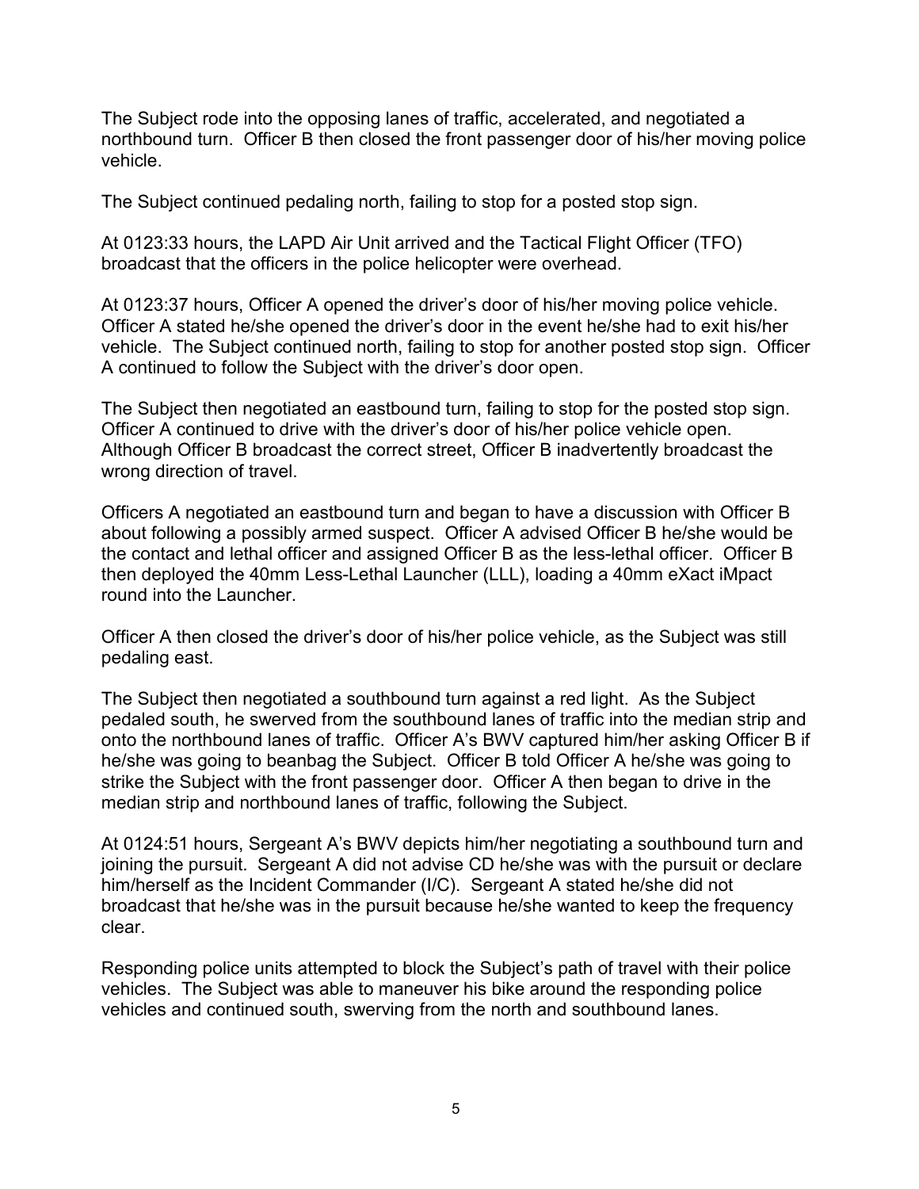The Subject rode into the opposing lanes of traffic, accelerated, and negotiated a northbound turn. Officer B then closed the front passenger door of his/her moving police vehicle.

The Subject continued pedaling north, failing to stop for a posted stop sign.

At 0123:33 hours, the LAPD Air Unit arrived and the Tactical Flight Officer (TFO) broadcast that the officers in the police helicopter were overhead.

At 0123:37 hours, Officer A opened the driver's door of his/her moving police vehicle. Officer A stated he/she opened the driver's door in the event he/she had to exit his/her vehicle. The Subject continued north, failing to stop for another posted stop sign. Officer A continued to follow the Subject with the driver's door open.

The Subject then negotiated an eastbound turn, failing to stop for the posted stop sign. Officer A continued to drive with the driver's door of his/her police vehicle open. Although Officer B broadcast the correct street, Officer B inadvertently broadcast the wrong direction of travel.

Officers A negotiated an eastbound turn and began to have a discussion with Officer B about following a possibly armed suspect. Officer A advised Officer B he/she would be the contact and lethal officer and assigned Officer B as the less-lethal officer. Officer B then deployed the 40mm Less-Lethal Launcher (LLL), loading a 40mm eXact iMpact round into the Launcher.

Officer A then closed the driver's door of his/her police vehicle, as the Subject was still pedaling east.

The Subject then negotiated a southbound turn against a red light. As the Subject pedaled south, he swerved from the southbound lanes of traffic into the median strip and onto the northbound lanes of traffic. Officer A's BWV captured him/her asking Officer B if he/she was going to beanbag the Subject. Officer B told Officer A he/she was going to strike the Subject with the front passenger door. Officer A then began to drive in the median strip and northbound lanes of traffic, following the Subject.

At 0124:51 hours, Sergeant A's BWV depicts him/her negotiating a southbound turn and joining the pursuit. Sergeant A did not advise CD he/she was with the pursuit or declare him/herself as the Incident Commander (I/C). Sergeant A stated he/she did not broadcast that he/she was in the pursuit because he/she wanted to keep the frequency clear.

Responding police units attempted to block the Subject's path of travel with their police vehicles. The Subject was able to maneuver his bike around the responding police vehicles and continued south, swerving from the north and southbound lanes.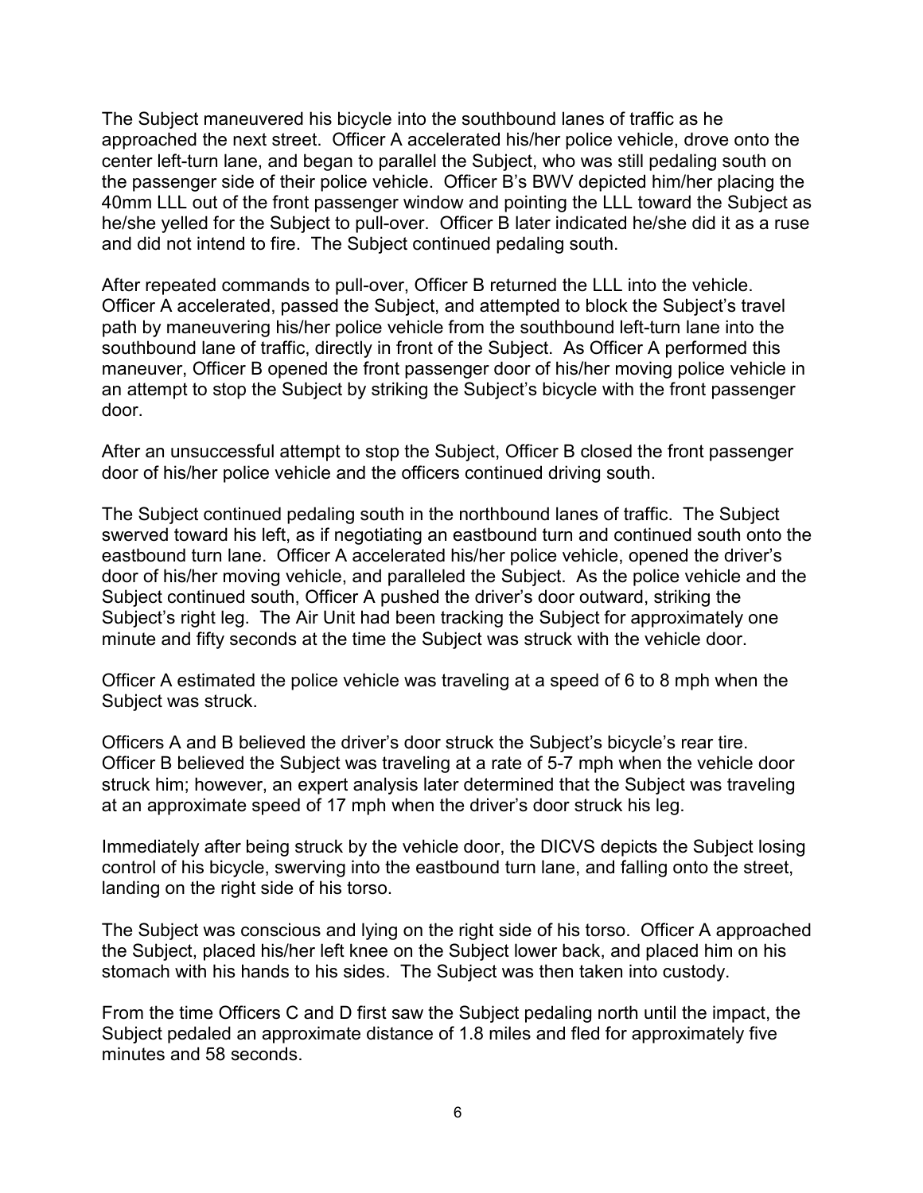The Subject maneuvered his bicycle into the southbound lanes of traffic as he approached the next street. Officer A accelerated his/her police vehicle, drove onto the center left-turn lane, and began to parallel the Subject, who was still pedaling south on the passenger side of their police vehicle. Officer B's BWV depicted him/her placing the 40mm LLL out of the front passenger window and pointing the LLL toward the Subject as he/she yelled for the Subject to pull-over. Officer B later indicated he/she did it as a ruse and did not intend to fire. The Subject continued pedaling south.

After repeated commands to pull-over, Officer B returned the LLL into the vehicle. Officer A accelerated, passed the Subject, and attempted to block the Subject's travel path by maneuvering his/her police vehicle from the southbound left-turn lane into the southbound lane of traffic, directly in front of the Subject. As Officer A performed this maneuver, Officer B opened the front passenger door of his/her moving police vehicle in an attempt to stop the Subject by striking the Subject's bicycle with the front passenger door.

After an unsuccessful attempt to stop the Subject, Officer B closed the front passenger door of his/her police vehicle and the officers continued driving south.

The Subject continued pedaling south in the northbound lanes of traffic. The Subject swerved toward his left, as if negotiating an eastbound turn and continued south onto the eastbound turn lane. Officer A accelerated his/her police vehicle, opened the driver's door of his/her moving vehicle, and paralleled the Subject. As the police vehicle and the Subject continued south, Officer A pushed the driver's door outward, striking the Subject's right leg. The Air Unit had been tracking the Subject for approximately one minute and fifty seconds at the time the Subject was struck with the vehicle door.

Officer A estimated the police vehicle was traveling at a speed of 6 to 8 mph when the Subject was struck.

Officers A and B believed the driver's door struck the Subject's bicycle's rear tire. Officer B believed the Subject was traveling at a rate of 5-7 mph when the vehicle door struck him; however, an expert analysis later determined that the Subject was traveling at an approximate speed of 17 mph when the driver's door struck his leg.

Immediately after being struck by the vehicle door, the DICVS depicts the Subject losing control of his bicycle, swerving into the eastbound turn lane, and falling onto the street, landing on the right side of his torso.

The Subject was conscious and lying on the right side of his torso. Officer A approached the Subject, placed his/her left knee on the Subject lower back, and placed him on his stomach with his hands to his sides. The Subject was then taken into custody.

From the time Officers C and D first saw the Subject pedaling north until the impact, the Subject pedaled an approximate distance of 1.8 miles and fled for approximately five minutes and 58 seconds.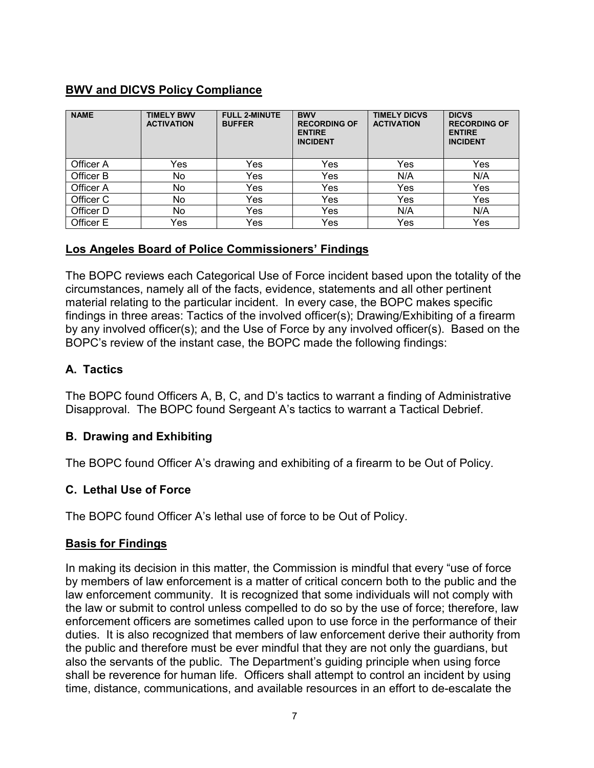## BWV and DICVS Policy Compliance

| NAME | TIMELY BWV ACTIVATION | FULL 2-MINUTE BUFFER | BWV RECORDING OF ENTIRE INCIDENT | TIMELY DICVS ACTIVATION | DICVS RECORDING OF ENTIRE INCIDENT |
|---|---|---|---|---|---|
| Officer A | Yes | Yes | Yes | Yes | Yes |
| Officer B | No | Yes | Yes | N/A | N/A |
| Officer A | No | Yes | Yes | Yes | Yes |
| Officer C | No | Yes | Yes | Yes | Yes |
| Officer D | No | Yes | Yes | N/A | N/A |
| Officer E | Yes | Yes | Yes | Yes | Yes |

## Los Angeles Board of Police Commissioners' Findings

The BOPC reviews each Categorical Use of Force incident based upon the totality of the circumstances, namely all of the facts, evidence, statements and all other pertinent material relating to the particular incident. In every case, the BOPC makes specific findings in three areas: Tactics of the involved officer(s); Drawing/Exhibiting of a firearm by any involved officer(s); and the Use of Force by any involved officer(s). Based on the BOPC's review of the instant case, the BOPC made the following findings:

### A. Tactics

The BOPC found Officers A, B, C, and D's tactics to warrant a finding of Administrative Disapproval. The BOPC found Sergeant A's tactics to warrant a Tactical Debrief.

### B. Drawing and Exhibiting

The BOPC found Officer A's drawing and exhibiting of a firearm to be Out of Policy.

### C. Lethal Use of Force

The BOPC found Officer A's lethal use of force to be Out of Policy.

## Basis for Findings

In making its decision in this matter, the Commission is mindful that every "use of force by members of law enforcement is a matter of critical concern both to the public and the law enforcement community. It is recognized that some individuals will not comply with the law or submit to control unless compelled to do so by the use of force; therefore, law enforcement officers are sometimes called upon to use force in the performance of their duties. It is also recognized that members of law enforcement derive their authority from the public and therefore must be ever mindful that they are not only the guardians, but also the servants of the public. The Department's guiding principle when using force shall be reverence for human life. Officers shall attempt to control an incident by using time, distance, communications, and available resources in an effort to de-escalate the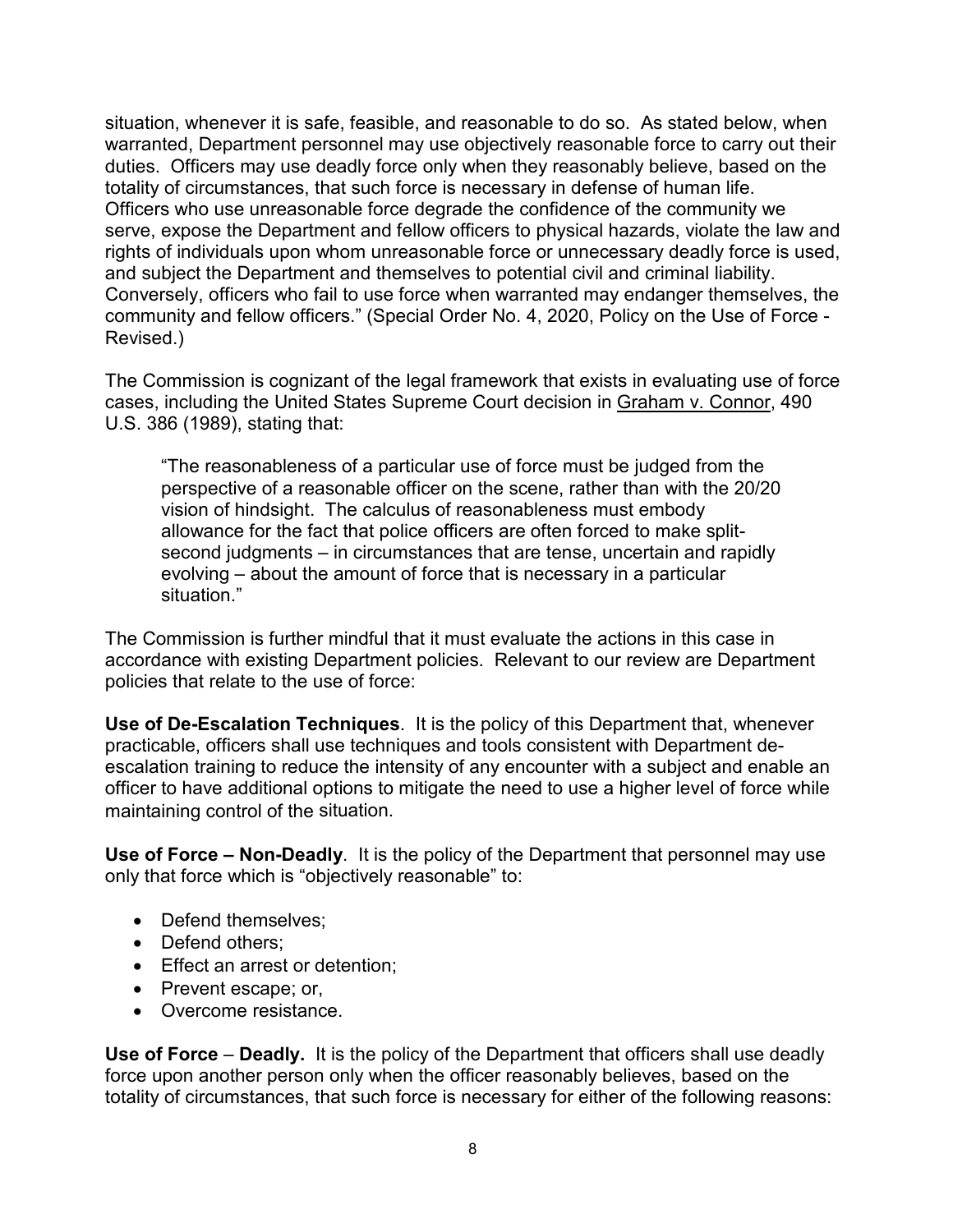situation, whenever it is safe, feasible, and reasonable to do so. As stated below, when warranted, Department personnel may use objectively reasonable force to carry out their duties. Officers may use deadly force only when they reasonably believe, based on the totality of circumstances, that such force is necessary in defense of human life. Officers who use unreasonable force degrade the confidence of the community we serve, expose the Department and fellow officers to physical hazards, violate the law and rights of individuals upon whom unreasonable force or unnecessary deadly force is used, and subject the Department and themselves to potential civil and criminal liability. Conversely, officers who fail to use force when warranted may endanger themselves, the community and fellow officers." (Special Order No. 4, 2020, Policy on the Use of Force - Revised.)

The Commission is cognizant of the legal framework that exists in evaluating use of force cases, including the United States Supreme Court decision in Graham v. Connor, 490 U.S. 386 (1989), stating that:

> "The reasonableness of a particular use of force must be judged from the perspective of a reasonable officer on the scene, rather than with the 20/20 vision of hindsight. The calculus of reasonableness must embody allowance for the fact that police officers are often forced to make split-second judgments – in circumstances that are tense, uncertain and rapidly evolving – about the amount of force that is necessary in a particular situation."

The Commission is further mindful that it must evaluate the actions in this case in accordance with existing Department policies. Relevant to our review are Department policies that relate to the use of force:

**Use of De-Escalation Techniques**. It is the policy of this Department that, whenever practicable, officers shall use techniques and tools consistent with Department de-escalation training to reduce the intensity of any encounter with a subject and enable an officer to have additional options to mitigate the need to use a higher level of force while maintaining control of the situation.

**Use of Force – Non-Deadly**. It is the policy of the Department that personnel may use only that force which is "objectively reasonable" to:

- Defend themselves;
- Defend others;
- Effect an arrest or detention;
- Prevent escape; or,
- Overcome resistance.

**Use of Force – Deadly.** It is the policy of the Department that officers shall use deadly force upon another person only when the officer reasonably believes, based on the totality of circumstances, that such force is necessary for either of the following reasons: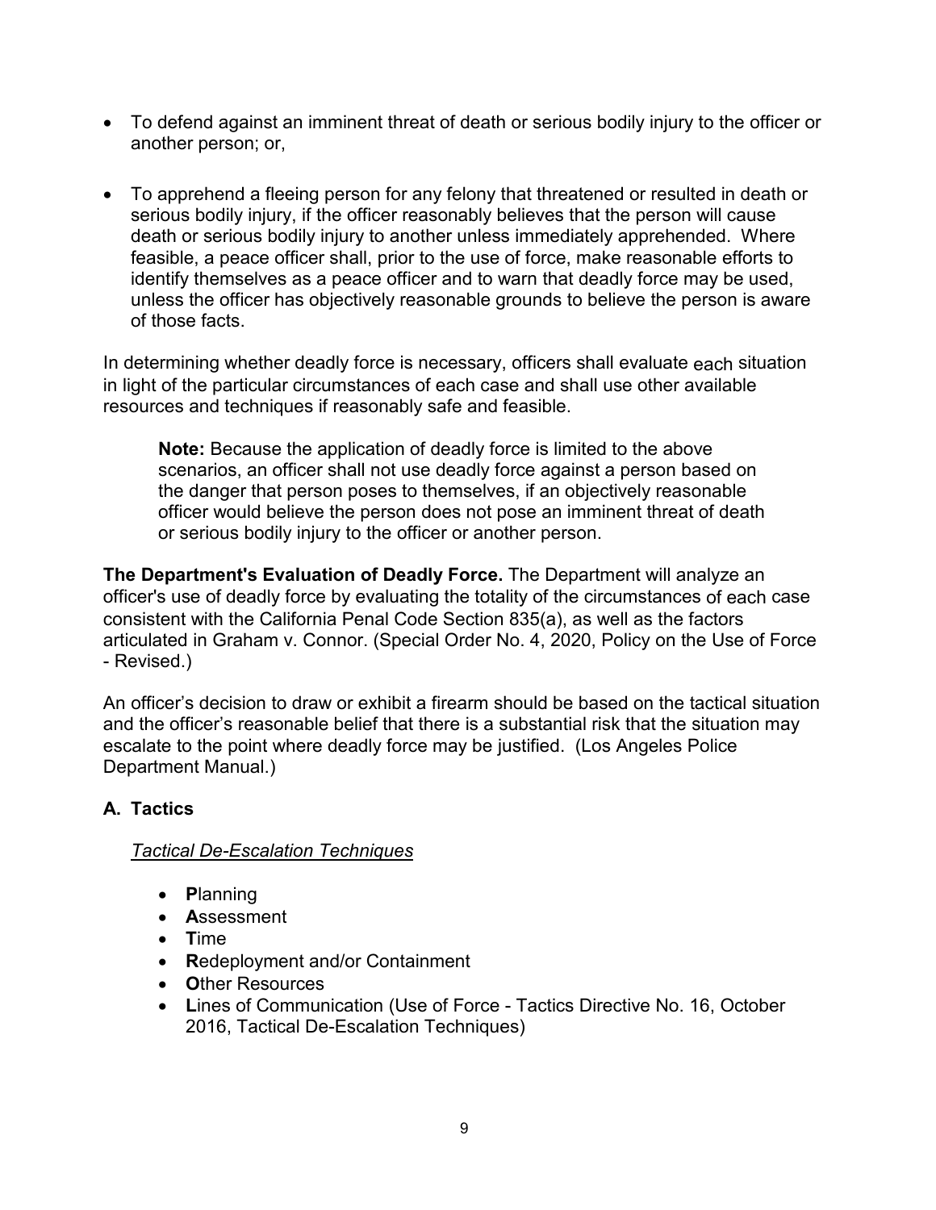- To defend against an imminent threat of death or serious bodily injury to the officer or another person; or,

- To apprehend a fleeing person for any felony that threatened or resulted in death or serious bodily injury, if the officer reasonably believes that the person will cause death or serious bodily injury to another unless immediately apprehended. Where feasible, a peace officer shall, prior to the use of force, make reasonable efforts to identify themselves as a peace officer and to warn that deadly force may be used, unless the officer has objectively reasonable grounds to believe the person is aware of those facts.

In determining whether deadly force is necessary, officers shall evaluate each situation in light of the particular circumstances of each case and shall use other available resources and techniques if reasonably safe and feasible.

> **Note:** Because the application of deadly force is limited to the above scenarios, an officer shall not use deadly force against a person based on the danger that person poses to themselves, if an objectively reasonable officer would believe the person does not pose an imminent threat of death or serious bodily injury to the officer or another person.

**The Department's Evaluation of Deadly Force.** The Department will analyze an officer's use of deadly force by evaluating the totality of the circumstances of each case consistent with the California Penal Code Section 835(a), as well as the factors articulated in Graham v. Connor. (Special Order No. 4, 2020, Policy on the Use of Force - Revised.)

An officer's decision to draw or exhibit a firearm should be based on the tactical situation and the officer's reasonable belief that there is a substantial risk that the situation may escalate to the point where deadly force may be justified. (Los Angeles Police Department Manual.)

## A. Tactics

*Tactical De-Escalation Techniques*

- **P**lanning
- **A**ssessment
- **T**ime
- **R**edeployment and/or Containment
- **O**ther Resources
- **L**ines of Communication (Use of Force - Tactics Directive No. 16, October 2016, Tactical De-Escalation Techniques)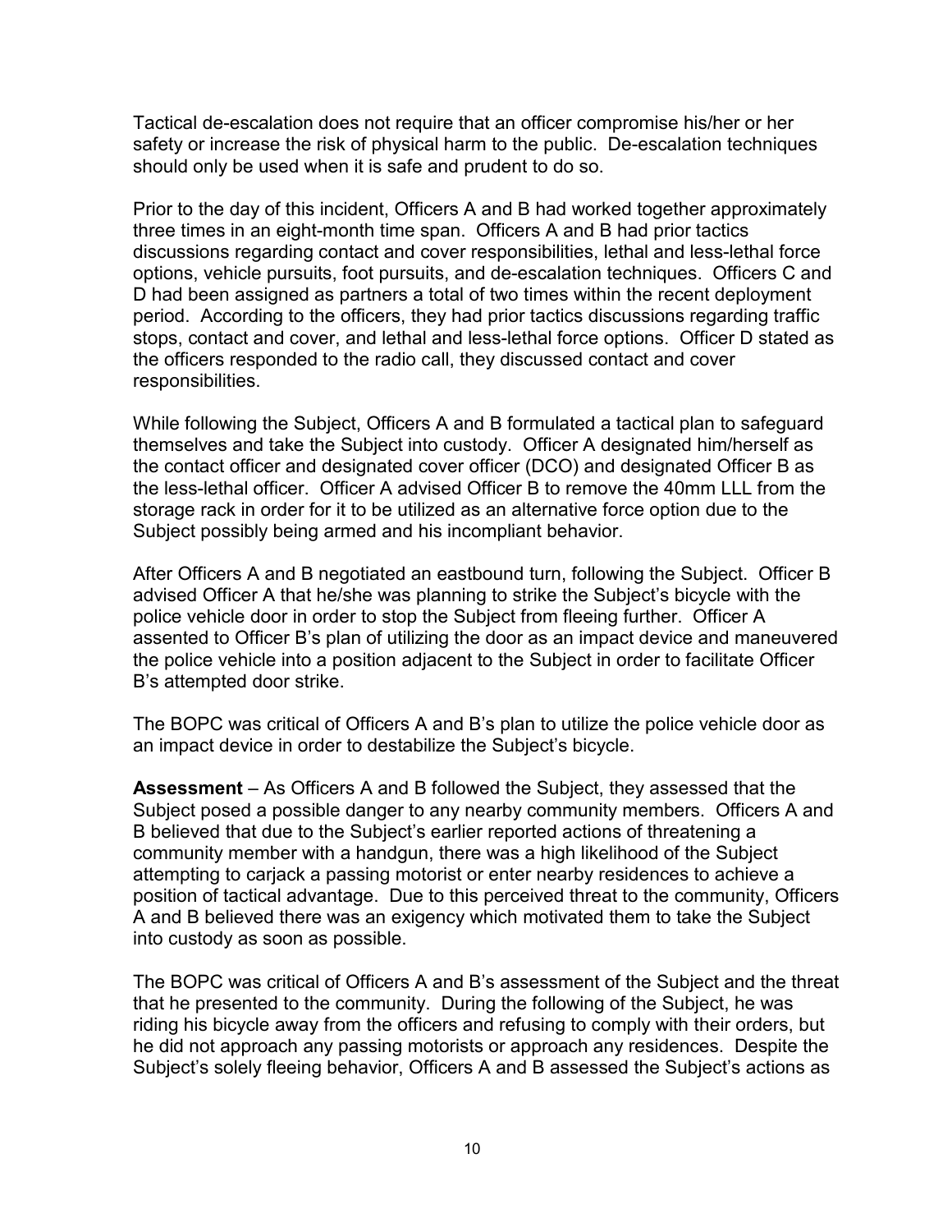Tactical de-escalation does not require that an officer compromise his/her or her safety or increase the risk of physical harm to the public. De-escalation techniques should only be used when it is safe and prudent to do so.

Prior to the day of this incident, Officers A and B had worked together approximately three times in an eight-month time span. Officers A and B had prior tactics discussions regarding contact and cover responsibilities, lethal and less-lethal force options, vehicle pursuits, foot pursuits, and de-escalation techniques. Officers C and D had been assigned as partners a total of two times within the recent deployment period. According to the officers, they had prior tactics discussions regarding traffic stops, contact and cover, and lethal and less-lethal force options. Officer D stated as the officers responded to the radio call, they discussed contact and cover responsibilities.

While following the Subject, Officers A and B formulated a tactical plan to safeguard themselves and take the Subject into custody. Officer A designated him/herself as the contact officer and designated cover officer (DCO) and designated Officer B as the less-lethal officer. Officer A advised Officer B to remove the 40mm LLL from the storage rack in order for it to be utilized as an alternative force option due to the Subject possibly being armed and his incompliant behavior.

After Officers A and B negotiated an eastbound turn, following the Subject. Officer B advised Officer A that he/she was planning to strike the Subject's bicycle with the police vehicle door in order to stop the Subject from fleeing further. Officer A assented to Officer B's plan of utilizing the door as an impact device and maneuvered the police vehicle into a position adjacent to the Subject in order to facilitate Officer B's attempted door strike.

The BOPC was critical of Officers A and B's plan to utilize the police vehicle door as an impact device in order to destabilize the Subject's bicycle.

**Assessment** – As Officers A and B followed the Subject, they assessed that the Subject posed a possible danger to any nearby community members. Officers A and B believed that due to the Subject's earlier reported actions of threatening a community member with a handgun, there was a high likelihood of the Subject attempting to carjack a passing motorist or enter nearby residences to achieve a position of tactical advantage. Due to this perceived threat to the community, Officers A and B believed there was an exigency which motivated them to take the Subject into custody as soon as possible.

The BOPC was critical of Officers A and B's assessment of the Subject and the threat that he presented to the community. During the following of the Subject, he was riding his bicycle away from the officers and refusing to comply with their orders, but he did not approach any passing motorists or approach any residences. Despite the Subject's solely fleeing behavior, Officers A and B assessed the Subject's actions as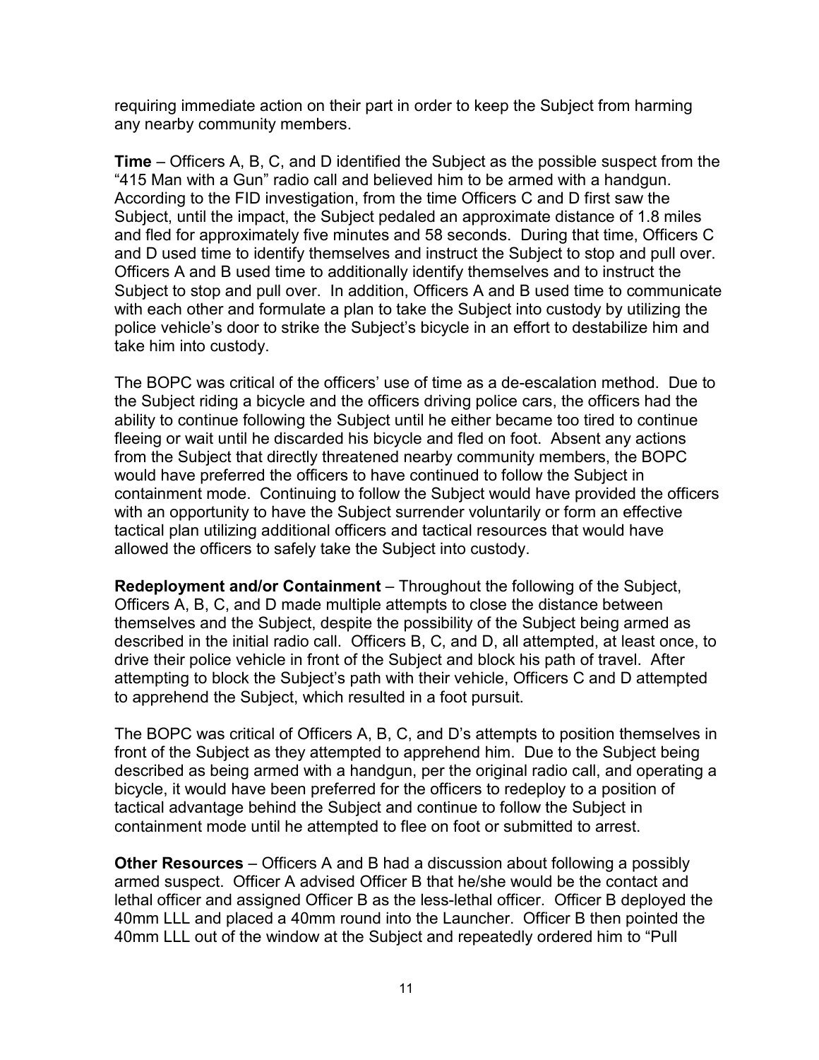requiring immediate action on their part in order to keep the Subject from harming any nearby community members.

**Time** – Officers A, B, C, and D identified the Subject as the possible suspect from the "415 Man with a Gun" radio call and believed him to be armed with a handgun. According to the FID investigation, from the time Officers C and D first saw the Subject, until the impact, the Subject pedaled an approximate distance of 1.8 miles and fled for approximately five minutes and 58 seconds. During that time, Officers C and D used time to identify themselves and instruct the Subject to stop and pull over. Officers A and B used time to additionally identify themselves and to instruct the Subject to stop and pull over. In addition, Officers A and B used time to communicate with each other and formulate a plan to take the Subject into custody by utilizing the police vehicle's door to strike the Subject's bicycle in an effort to destabilize him and take him into custody.

The BOPC was critical of the officers' use of time as a de-escalation method. Due to the Subject riding a bicycle and the officers driving police cars, the officers had the ability to continue following the Subject until he either became too tired to continue fleeing or wait until he discarded his bicycle and fled on foot. Absent any actions from the Subject that directly threatened nearby community members, the BOPC would have preferred the officers to have continued to follow the Subject in containment mode. Continuing to follow the Subject would have provided the officers with an opportunity to have the Subject surrender voluntarily or form an effective tactical plan utilizing additional officers and tactical resources that would have allowed the officers to safely take the Subject into custody.

**Redeployment and/or Containment** – Throughout the following of the Subject, Officers A, B, C, and D made multiple attempts to close the distance between themselves and the Subject, despite the possibility of the Subject being armed as described in the initial radio call. Officers B, C, and D, all attempted, at least once, to drive their police vehicle in front of the Subject and block his path of travel. After attempting to block the Subject's path with their vehicle, Officers C and D attempted to apprehend the Subject, which resulted in a foot pursuit.

The BOPC was critical of Officers A, B, C, and D's attempts to position themselves in front of the Subject as they attempted to apprehend him. Due to the Subject being described as being armed with a handgun, per the original radio call, and operating a bicycle, it would have been preferred for the officers to redeploy to a position of tactical advantage behind the Subject and continue to follow the Subject in containment mode until he attempted to flee on foot or submitted to arrest.

**Other Resources** – Officers A and B had a discussion about following a possibly armed suspect. Officer A advised Officer B that he/she would be the contact and lethal officer and assigned Officer B as the less-lethal officer. Officer B deployed the 40mm LLL and placed a 40mm round into the Launcher. Officer B then pointed the 40mm LLL out of the window at the Subject and repeatedly ordered him to "Pull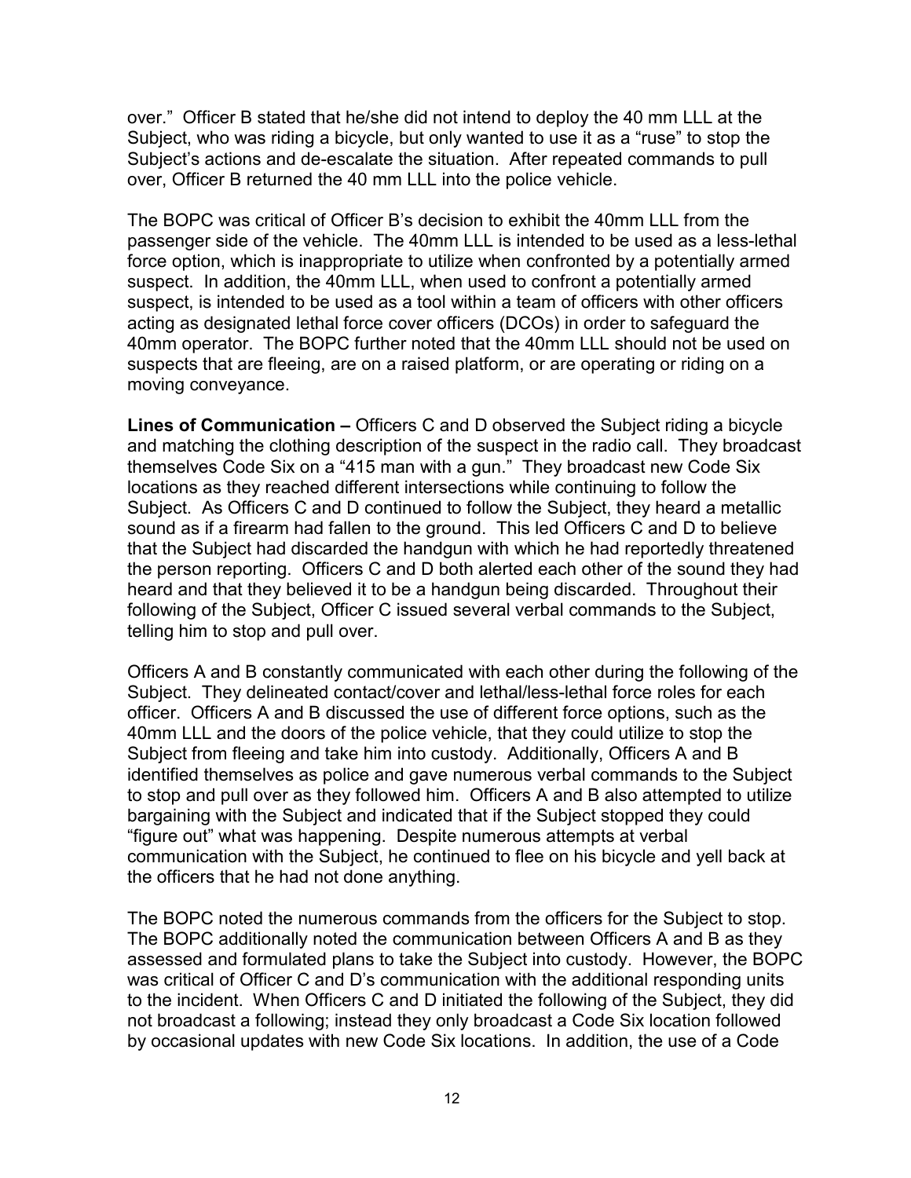over." Officer B stated that he/she did not intend to deploy the 40 mm LLL at the Subject, who was riding a bicycle, but only wanted to use it as a "ruse" to stop the Subject's actions and de-escalate the situation. After repeated commands to pull over, Officer B returned the 40 mm LLL into the police vehicle.

The BOPC was critical of Officer B's decision to exhibit the 40mm LLL from the passenger side of the vehicle. The 40mm LLL is intended to be used as a less-lethal force option, which is inappropriate to utilize when confronted by a potentially armed suspect. In addition, the 40mm LLL, when used to confront a potentially armed suspect, is intended to be used as a tool within a team of officers with other officers acting as designated lethal force cover officers (DCOs) in order to safeguard the 40mm operator. The BOPC further noted that the 40mm LLL should not be used on suspects that are fleeing, are on a raised platform, or are operating or riding on a moving conveyance.

**Lines of Communication –** Officers C and D observed the Subject riding a bicycle and matching the clothing description of the suspect in the radio call. They broadcast themselves Code Six on a "415 man with a gun." They broadcast new Code Six locations as they reached different intersections while continuing to follow the Subject. As Officers C and D continued to follow the Subject, they heard a metallic sound as if a firearm had fallen to the ground. This led Officers C and D to believe that the Subject had discarded the handgun with which he had reportedly threatened the person reporting. Officers C and D both alerted each other of the sound they had heard and that they believed it to be a handgun being discarded. Throughout their following of the Subject, Officer C issued several verbal commands to the Subject, telling him to stop and pull over.

Officers A and B constantly communicated with each other during the following of the Subject. They delineated contact/cover and lethal/less-lethal force roles for each officer. Officers A and B discussed the use of different force options, such as the 40mm LLL and the doors of the police vehicle, that they could utilize to stop the Subject from fleeing and take him into custody. Additionally, Officers A and B identified themselves as police and gave numerous verbal commands to the Subject to stop and pull over as they followed him. Officers A and B also attempted to utilize bargaining with the Subject and indicated that if the Subject stopped they could "figure out" what was happening. Despite numerous attempts at verbal communication with the Subject, he continued to flee on his bicycle and yell back at the officers that he had not done anything.

The BOPC noted the numerous commands from the officers for the Subject to stop. The BOPC additionally noted the communication between Officers A and B as they assessed and formulated plans to take the Subject into custody. However, the BOPC was critical of Officer C and D's communication with the additional responding units to the incident. When Officers C and D initiated the following of the Subject, they did not broadcast a following; instead they only broadcast a Code Six location followed by occasional updates with new Code Six locations. In addition, the use of a Code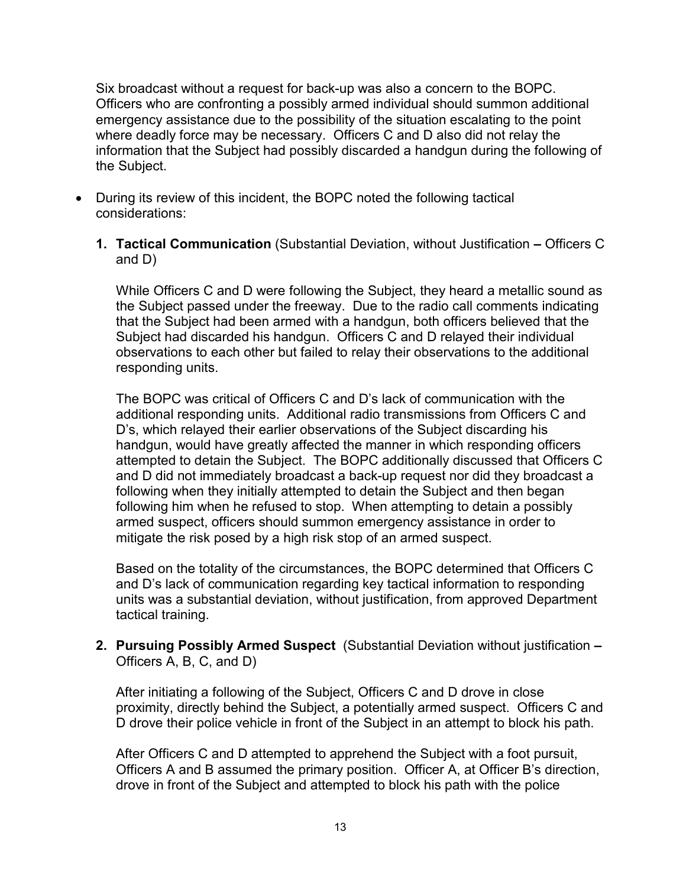Six broadcast without a request for back-up was also a concern to the BOPC. Officers who are confronting a possibly armed individual should summon additional emergency assistance due to the possibility of the situation escalating to the point where deadly force may be necessary. Officers C and D also did not relay the information that the Subject had possibly discarded a handgun during the following of the Subject.

- During its review of this incident, the BOPC noted the following tactical considerations:

  1. **Tactical Communication** (Substantial Deviation, without Justification **–** Officers C and D)

     While Officers C and D were following the Subject, they heard a metallic sound as the Subject passed under the freeway. Due to the radio call comments indicating that the Subject had been armed with a handgun, both officers believed that the Subject had discarded his handgun. Officers C and D relayed their individual observations to each other but failed to relay their observations to the additional responding units.

     The BOPC was critical of Officers C and D's lack of communication with the additional responding units. Additional radio transmissions from Officers C and D's, which relayed their earlier observations of the Subject discarding his handgun, would have greatly affected the manner in which responding officers attempted to detain the Subject. The BOPC additionally discussed that Officers C and D did not immediately broadcast a back-up request nor did they broadcast a following when they initially attempted to detain the Subject and then began following him when he refused to stop. When attempting to detain a possibly armed suspect, officers should summon emergency assistance in order to mitigate the risk posed by a high risk stop of an armed suspect.

     Based on the totality of the circumstances, the BOPC determined that Officers C and D's lack of communication regarding key tactical information to responding units was a substantial deviation, without justification, from approved Department tactical training.

  2. **Pursuing Possibly Armed Suspect** (Substantial Deviation without justification **–** Officers A, B, C, and D)

     After initiating a following of the Subject, Officers C and D drove in close proximity, directly behind the Subject, a potentially armed suspect. Officers C and D drove their police vehicle in front of the Subject in an attempt to block his path.

     After Officers C and D attempted to apprehend the Subject with a foot pursuit, Officers A and B assumed the primary position. Officer A, at Officer B's direction, drove in front of the Subject and attempted to block his path with the police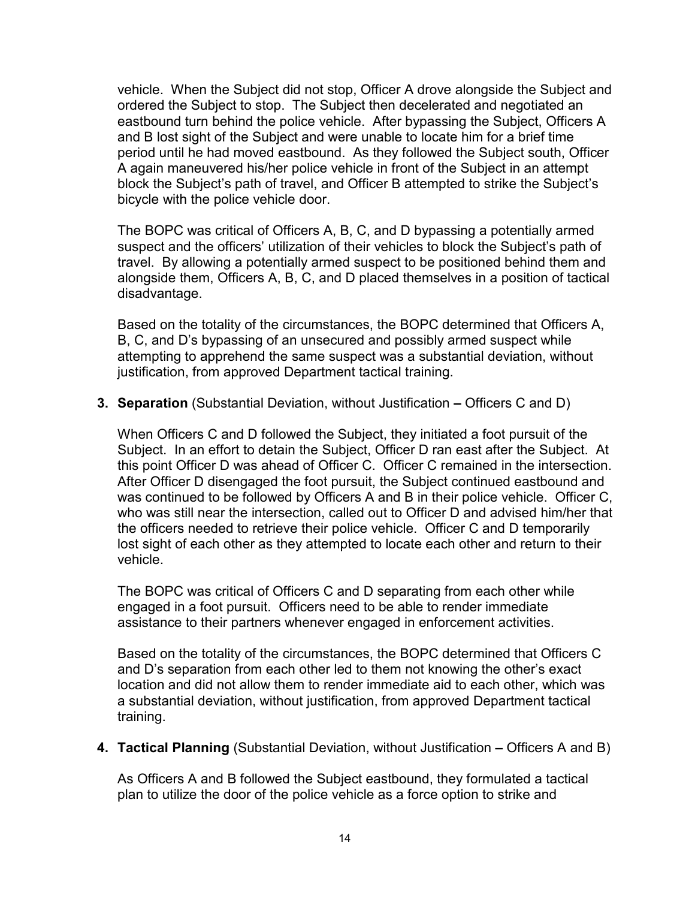vehicle. When the Subject did not stop, Officer A drove alongside the Subject and ordered the Subject to stop. The Subject then decelerated and negotiated an eastbound turn behind the police vehicle. After bypassing the Subject, Officers A and B lost sight of the Subject and were unable to locate him for a brief time period until he had moved eastbound. As they followed the Subject south, Officer A again maneuvered his/her police vehicle in front of the Subject in an attempt block the Subject's path of travel, and Officer B attempted to strike the Subject's bicycle with the police vehicle door.

The BOPC was critical of Officers A, B, C, and D bypassing a potentially armed suspect and the officers' utilization of their vehicles to block the Subject's path of travel. By allowing a potentially armed suspect to be positioned behind them and alongside them, Officers A, B, C, and D placed themselves in a position of tactical disadvantage.

Based on the totality of the circumstances, the BOPC determined that Officers A, B, C, and D's bypassing of an unsecured and possibly armed suspect while attempting to apprehend the same suspect was a substantial deviation, without justification, from approved Department tactical training.

**3. Separation** (Substantial Deviation, without Justification **–** Officers C and D)

When Officers C and D followed the Subject, they initiated a foot pursuit of the Subject. In an effort to detain the Subject, Officer D ran east after the Subject. At this point Officer D was ahead of Officer C. Officer C remained in the intersection. After Officer D disengaged the foot pursuit, the Subject continued eastbound and was continued to be followed by Officers A and B in their police vehicle. Officer C, who was still near the intersection, called out to Officer D and advised him/her that the officers needed to retrieve their police vehicle. Officer C and D temporarily lost sight of each other as they attempted to locate each other and return to their vehicle.

The BOPC was critical of Officers C and D separating from each other while engaged in a foot pursuit. Officers need to be able to render immediate assistance to their partners whenever engaged in enforcement activities.

Based on the totality of the circumstances, the BOPC determined that Officers C and D's separation from each other led to them not knowing the other's exact location and did not allow them to render immediate aid to each other, which was a substantial deviation, without justification, from approved Department tactical training.

**4. Tactical Planning** (Substantial Deviation, without Justification **–** Officers A and B)

As Officers A and B followed the Subject eastbound, they formulated a tactical plan to utilize the door of the police vehicle as a force option to strike and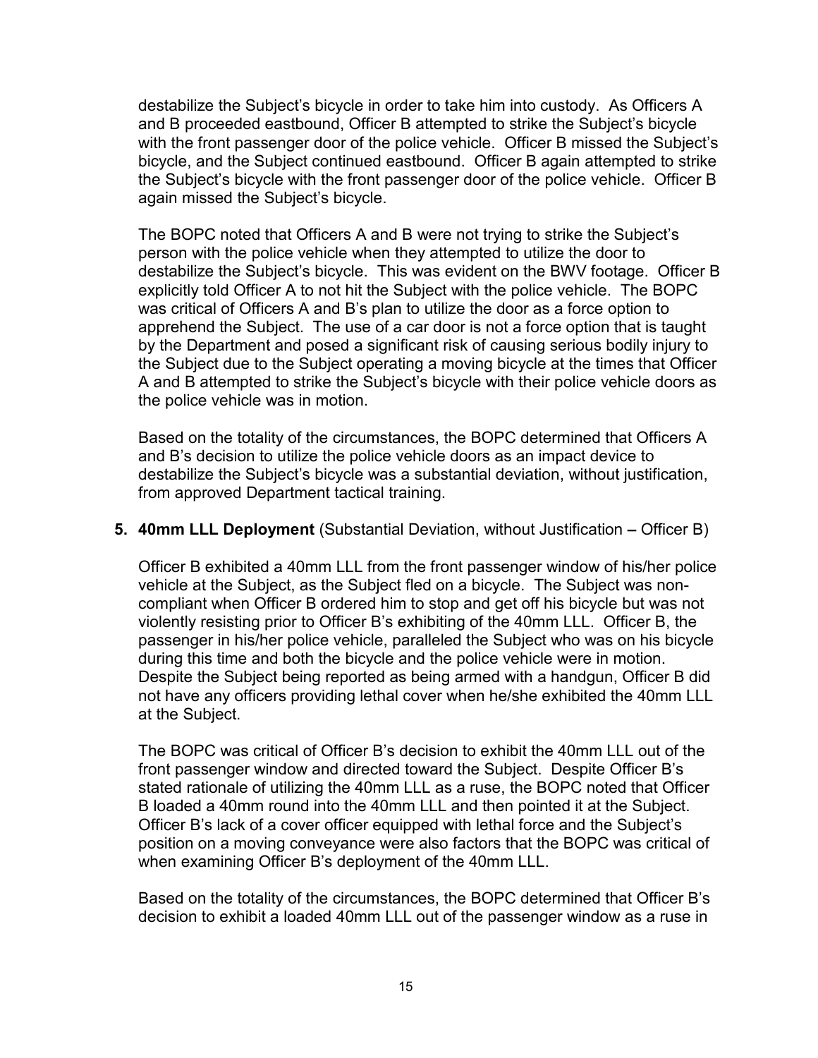destabilize the Subject's bicycle in order to take him into custody. As Officers A and B proceeded eastbound, Officer B attempted to strike the Subject's bicycle with the front passenger door of the police vehicle. Officer B missed the Subject's bicycle, and the Subject continued eastbound. Officer B again attempted to strike the Subject's bicycle with the front passenger door of the police vehicle. Officer B again missed the Subject's bicycle.

The BOPC noted that Officers A and B were not trying to strike the Subject's person with the police vehicle when they attempted to utilize the door to destabilize the Subject's bicycle. This was evident on the BWV footage. Officer B explicitly told Officer A to not hit the Subject with the police vehicle. The BOPC was critical of Officers A and B's plan to utilize the door as a force option to apprehend the Subject. The use of a car door is not a force option that is taught by the Department and posed a significant risk of causing serious bodily injury to the Subject due to the Subject operating a moving bicycle at the times that Officer A and B attempted to strike the Subject's bicycle with their police vehicle doors as the police vehicle was in motion.

Based on the totality of the circumstances, the BOPC determined that Officers A and B's decision to utilize the police vehicle doors as an impact device to destabilize the Subject's bicycle was a substantial deviation, without justification, from approved Department tactical training.

**5. 40mm LLL Deployment** (Substantial Deviation, without Justification **–** Officer B)

Officer B exhibited a 40mm LLL from the front passenger window of his/her police vehicle at the Subject, as the Subject fled on a bicycle. The Subject was non-compliant when Officer B ordered him to stop and get off his bicycle but was not violently resisting prior to Officer B's exhibiting of the 40mm LLL. Officer B, the passenger in his/her police vehicle, paralleled the Subject who was on his bicycle during this time and both the bicycle and the police vehicle were in motion. Despite the Subject being reported as being armed with a handgun, Officer B did not have any officers providing lethal cover when he/she exhibited the 40mm LLL at the Subject.

The BOPC was critical of Officer B's decision to exhibit the 40mm LLL out of the front passenger window and directed toward the Subject. Despite Officer B's stated rationale of utilizing the 40mm LLL as a ruse, the BOPC noted that Officer B loaded a 40mm round into the 40mm LLL and then pointed it at the Subject. Officer B's lack of a cover officer equipped with lethal force and the Subject's position on a moving conveyance were also factors that the BOPC was critical of when examining Officer B's deployment of the 40mm LLL.

Based on the totality of the circumstances, the BOPC determined that Officer B's decision to exhibit a loaded 40mm LLL out of the passenger window as a ruse in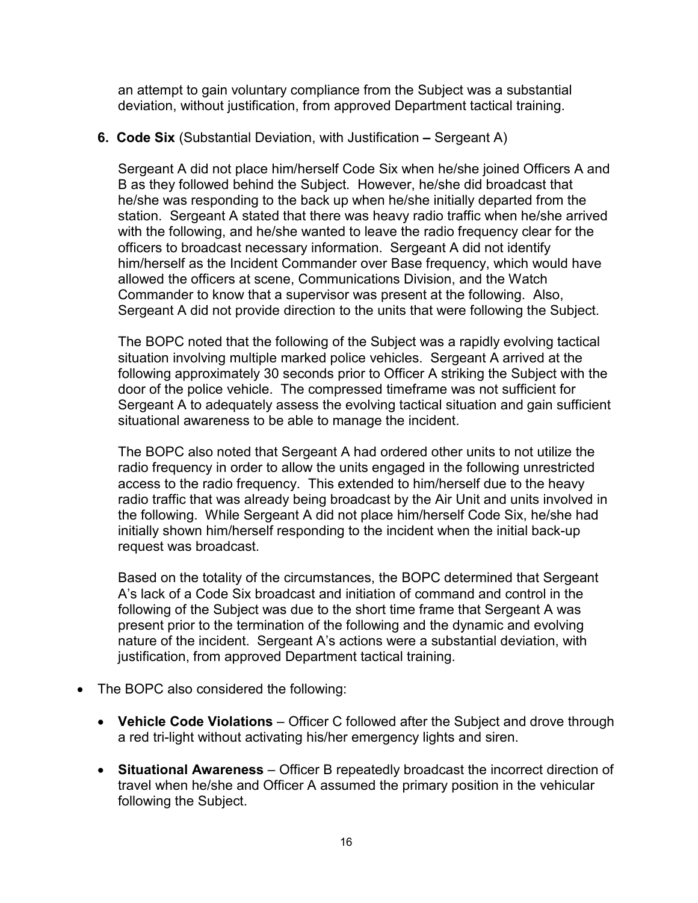an attempt to gain voluntary compliance from the Subject was a substantial deviation, without justification, from approved Department tactical training.

**6. Code Six** (Substantial Deviation, with Justification **–** Sergeant A)

Sergeant A did not place him/herself Code Six when he/she joined Officers A and B as they followed behind the Subject. However, he/she did broadcast that he/she was responding to the back up when he/she initially departed from the station. Sergeant A stated that there was heavy radio traffic when he/she arrived with the following, and he/she wanted to leave the radio frequency clear for the officers to broadcast necessary information. Sergeant A did not identify him/herself as the Incident Commander over Base frequency, which would have allowed the officers at scene, Communications Division, and the Watch Commander to know that a supervisor was present at the following. Also, Sergeant A did not provide direction to the units that were following the Subject.

The BOPC noted that the following of the Subject was a rapidly evolving tactical situation involving multiple marked police vehicles. Sergeant A arrived at the following approximately 30 seconds prior to Officer A striking the Subject with the door of the police vehicle. The compressed timeframe was not sufficient for Sergeant A to adequately assess the evolving tactical situation and gain sufficient situational awareness to be able to manage the incident.

The BOPC also noted that Sergeant A had ordered other units to not utilize the radio frequency in order to allow the units engaged in the following unrestricted access to the radio frequency. This extended to him/herself due to the heavy radio traffic that was already being broadcast by the Air Unit and units involved in the following. While Sergeant A did not place him/herself Code Six, he/she had initially shown him/herself responding to the incident when the initial back-up request was broadcast.

Based on the totality of the circumstances, the BOPC determined that Sergeant A's lack of a Code Six broadcast and initiation of command and control in the following of the Subject was due to the short time frame that Sergeant A was present prior to the termination of the following and the dynamic and evolving nature of the incident. Sergeant A's actions were a substantial deviation, with justification, from approved Department tactical training.

- The BOPC also considered the following:
  - **Vehicle Code Violations** – Officer C followed after the Subject and drove through a red tri-light without activating his/her emergency lights and siren.
  - **Situational Awareness** – Officer B repeatedly broadcast the incorrect direction of travel when he/she and Officer A assumed the primary position in the vehicular following the Subject.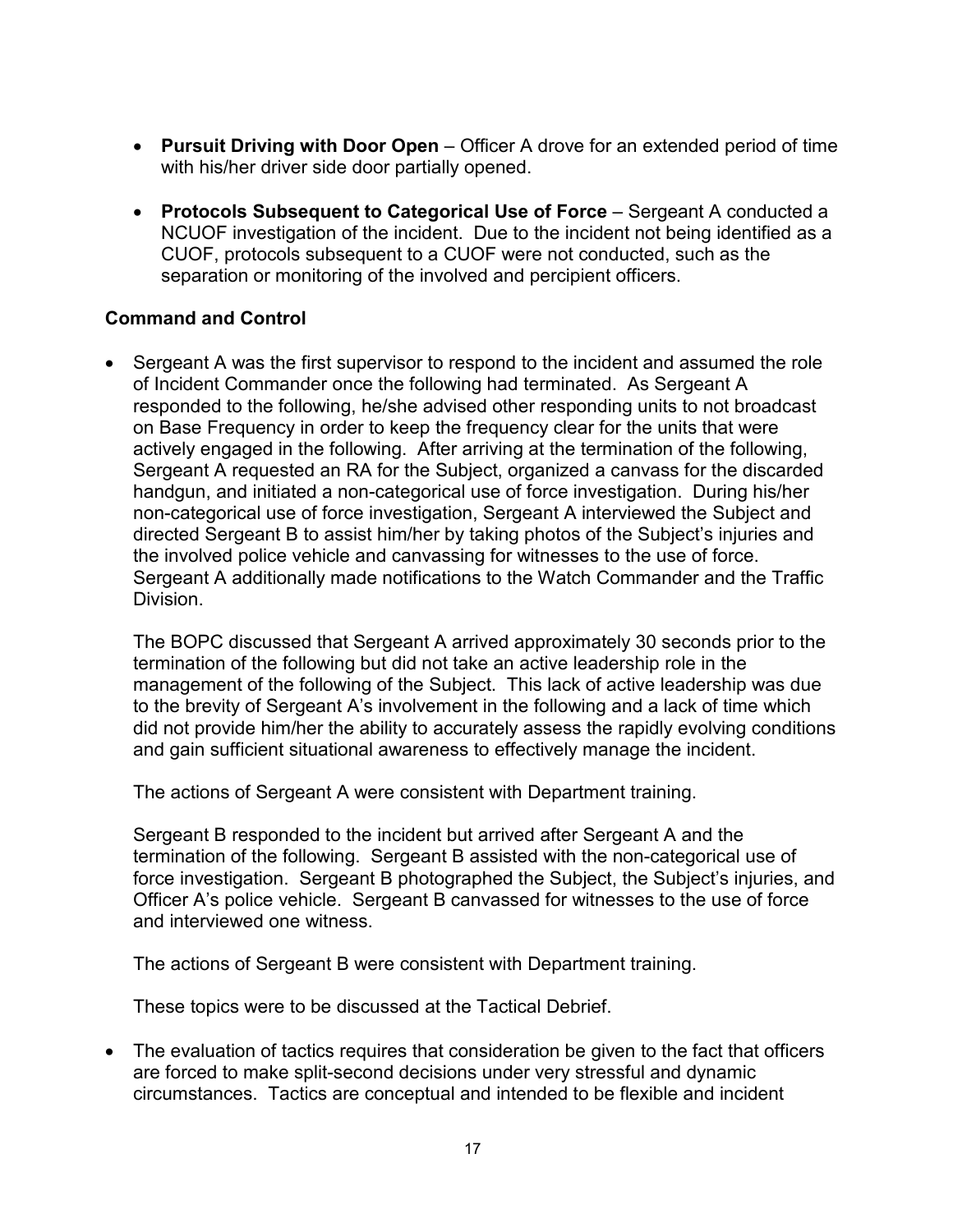- **Pursuit Driving with Door Open** – Officer A drove for an extended period of time with his/her driver side door partially opened.

- **Protocols Subsequent to Categorical Use of Force** – Sergeant A conducted a NCUOF investigation of the incident. Due to the incident not being identified as a CUOF, protocols subsequent to a CUOF were not conducted, such as the separation or monitoring of the involved and percipient officers.

**Command and Control**

- Sergeant A was the first supervisor to respond to the incident and assumed the role of Incident Commander once the following had terminated. As Sergeant A responded to the following, he/she advised other responding units to not broadcast on Base Frequency in order to keep the frequency clear for the units that were actively engaged in the following. After arriving at the termination of the following, Sergeant A requested an RA for the Subject, organized a canvass for the discarded handgun, and initiated a non-categorical use of force investigation. During his/her non-categorical use of force investigation, Sergeant A interviewed the Subject and directed Sergeant B to assist him/her by taking photos of the Subject's injuries and the involved police vehicle and canvassing for witnesses to the use of force. Sergeant A additionally made notifications to the Watch Commander and the Traffic Division.

  The BOPC discussed that Sergeant A arrived approximately 30 seconds prior to the termination of the following but did not take an active leadership role in the management of the following of the Subject. This lack of active leadership was due to the brevity of Sergeant A's involvement in the following and a lack of time which did not provide him/her the ability to accurately assess the rapidly evolving conditions and gain sufficient situational awareness to effectively manage the incident.

  The actions of Sergeant A were consistent with Department training.

  Sergeant B responded to the incident but arrived after Sergeant A and the termination of the following. Sergeant B assisted with the non-categorical use of force investigation. Sergeant B photographed the Subject, the Subject's injuries, and Officer A's police vehicle. Sergeant B canvassed for witnesses to the use of force and interviewed one witness.

  The actions of Sergeant B were consistent with Department training.

  These topics were to be discussed at the Tactical Debrief.

- The evaluation of tactics requires that consideration be given to the fact that officers are forced to make split-second decisions under very stressful and dynamic circumstances. Tactics are conceptual and intended to be flexible and incident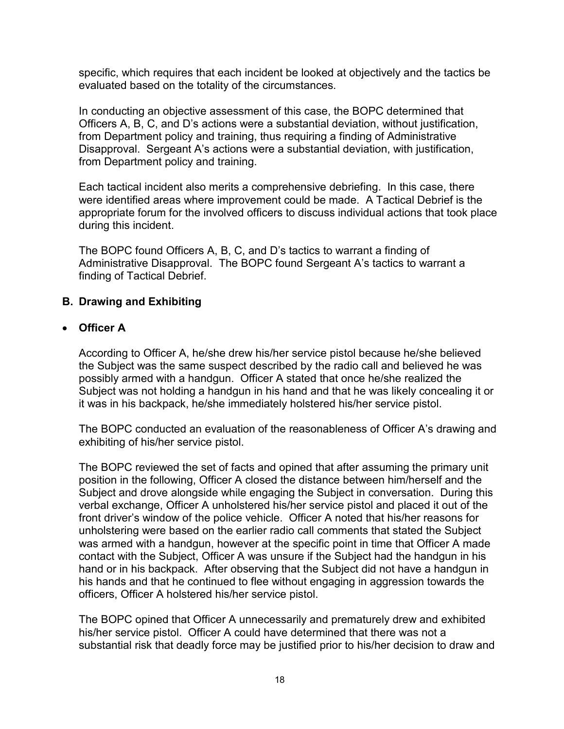specific, which requires that each incident be looked at objectively and the tactics be evaluated based on the totality of the circumstances.

In conducting an objective assessment of this case, the BOPC determined that Officers A, B, C, and D's actions were a substantial deviation, without justification, from Department policy and training, thus requiring a finding of Administrative Disapproval. Sergeant A's actions were a substantial deviation, with justification, from Department policy and training.

Each tactical incident also merits a comprehensive debriefing. In this case, there were identified areas where improvement could be made. A Tactical Debrief is the appropriate forum for the involved officers to discuss individual actions that took place during this incident.

The BOPC found Officers A, B, C, and D's tactics to warrant a finding of Administrative Disapproval. The BOPC found Sergeant A's tactics to warrant a finding of Tactical Debrief.

## B. Drawing and Exhibiting

- **Officer A**

According to Officer A, he/she drew his/her service pistol because he/she believed the Subject was the same suspect described by the radio call and believed he was possibly armed with a handgun. Officer A stated that once he/she realized the Subject was not holding a handgun in his hand and that he was likely concealing it or it was in his backpack, he/she immediately holstered his/her service pistol.

The BOPC conducted an evaluation of the reasonableness of Officer A's drawing and exhibiting of his/her service pistol.

The BOPC reviewed the set of facts and opined that after assuming the primary unit position in the following, Officer A closed the distance between him/herself and the Subject and drove alongside while engaging the Subject in conversation. During this verbal exchange, Officer A unholstered his/her service pistol and placed it out of the front driver's window of the police vehicle. Officer A noted that his/her reasons for unholstering were based on the earlier radio call comments that stated the Subject was armed with a handgun, however at the specific point in time that Officer A made contact with the Subject, Officer A was unsure if the Subject had the handgun in his hand or in his backpack. After observing that the Subject did not have a handgun in his hands and that he continued to flee without engaging in aggression towards the officers, Officer A holstered his/her service pistol.

The BOPC opined that Officer A unnecessarily and prematurely drew and exhibited his/her service pistol. Officer A could have determined that there was not a substantial risk that deadly force may be justified prior to his/her decision to draw and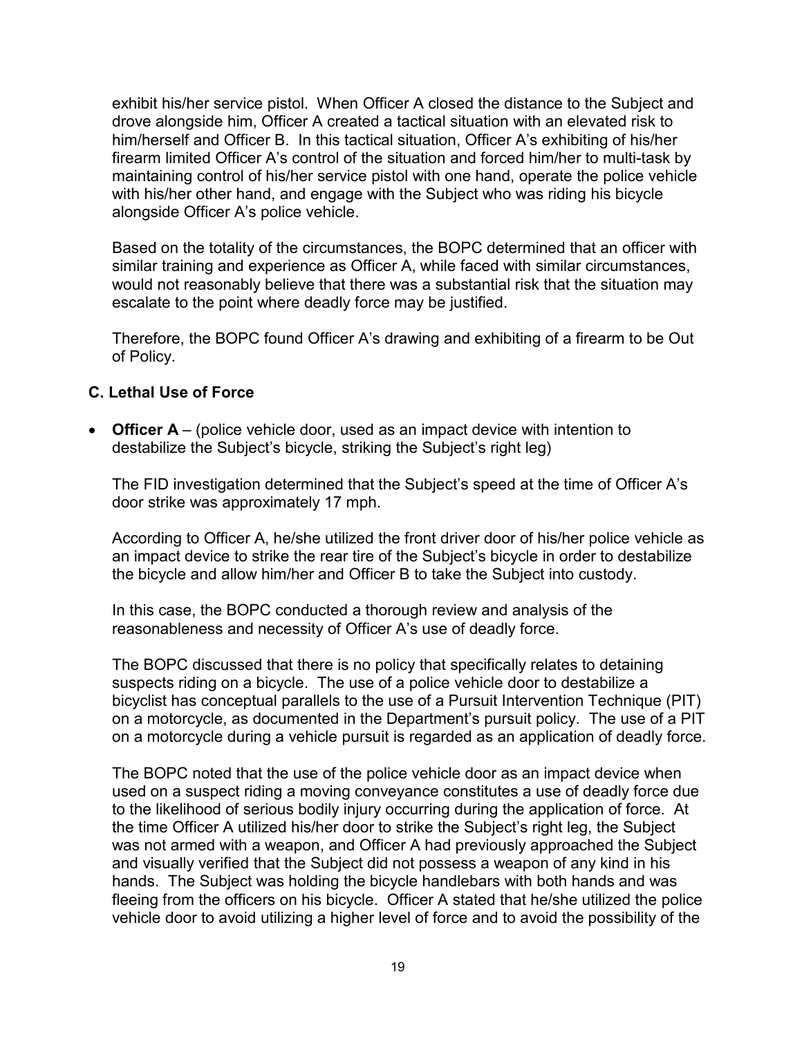exhibit his/her service pistol. When Officer A closed the distance to the Subject and drove alongside him, Officer A created a tactical situation with an elevated risk to him/herself and Officer B. In this tactical situation, Officer A's exhibiting of his/her firearm limited Officer A's control of the situation and forced him/her to multi-task by maintaining control of his/her service pistol with one hand, operate the police vehicle with his/her other hand, and engage with the Subject who was riding his bicycle alongside Officer A's police vehicle.

Based on the totality of the circumstances, the BOPC determined that an officer with similar training and experience as Officer A, while faced with similar circumstances, would not reasonably believe that there was a substantial risk that the situation may escalate to the point where deadly force may be justified.

Therefore, the BOPC found Officer A's drawing and exhibiting of a firearm to be Out of Policy.

### C. Lethal Use of Force

- **Officer A** – (police vehicle door, used as an impact device with intention to destabilize the Subject's bicycle, striking the Subject's right leg)

  The FID investigation determined that the Subject's speed at the time of Officer A's door strike was approximately 17 mph.

  According to Officer A, he/she utilized the front driver door of his/her police vehicle as an impact device to strike the rear tire of the Subject's bicycle in order to destabilize the bicycle and allow him/her and Officer B to take the Subject into custody.

  In this case, the BOPC conducted a thorough review and analysis of the reasonableness and necessity of Officer A's use of deadly force.

  The BOPC discussed that there is no policy that specifically relates to detaining suspects riding on a bicycle. The use of a police vehicle door to destabilize a bicyclist has conceptual parallels to the use of a Pursuit Intervention Technique (PIT) on a motorcycle, as documented in the Department's pursuit policy. The use of a PIT on a motorcycle during a vehicle pursuit is regarded as an application of deadly force.

  The BOPC noted that the use of the police vehicle door as an impact device when used on a suspect riding a moving conveyance constitutes a use of deadly force due to the likelihood of serious bodily injury occurring during the application of force. At the time Officer A utilized his/her door to strike the Subject's right leg, the Subject was not armed with a weapon, and Officer A had previously approached the Subject and visually verified that the Subject did not possess a weapon of any kind in his hands. The Subject was holding the bicycle handlebars with both hands and was fleeing from the officers on his bicycle. Officer A stated that he/she utilized the police vehicle door to avoid utilizing a higher level of force and to avoid the possibility of the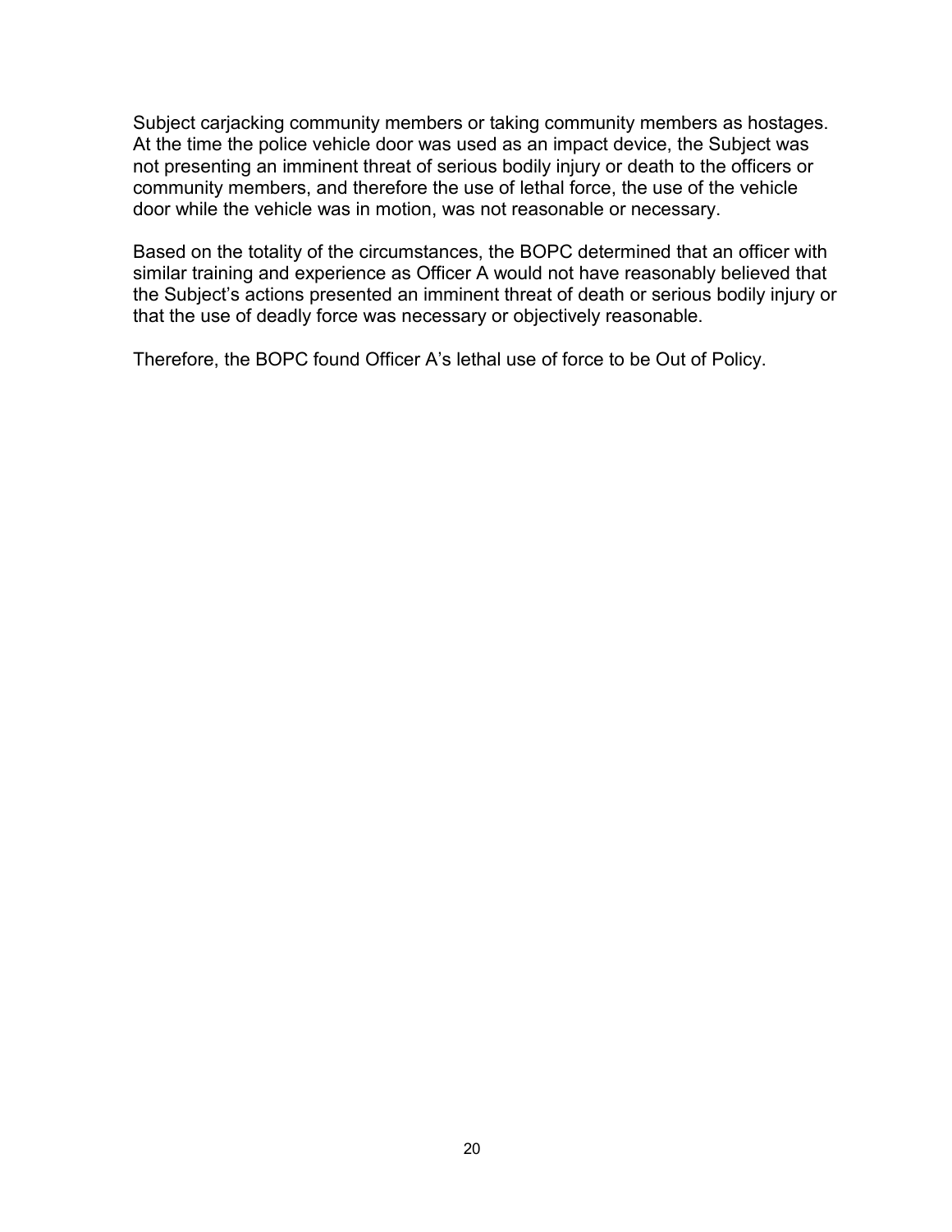Subject carjacking community members or taking community members as hostages. At the time the police vehicle door was used as an impact device, the Subject was not presenting an imminent threat of serious bodily injury or death to the officers or community members, and therefore the use of lethal force, the use of the vehicle door while the vehicle was in motion, was not reasonable or necessary.

Based on the totality of the circumstances, the BOPC determined that an officer with similar training and experience as Officer A would not have reasonably believed that the Subject's actions presented an imminent threat of death or serious bodily injury or that the use of deadly force was necessary or objectively reasonable.

Therefore, the BOPC found Officer A's lethal use of force to be Out of Policy.